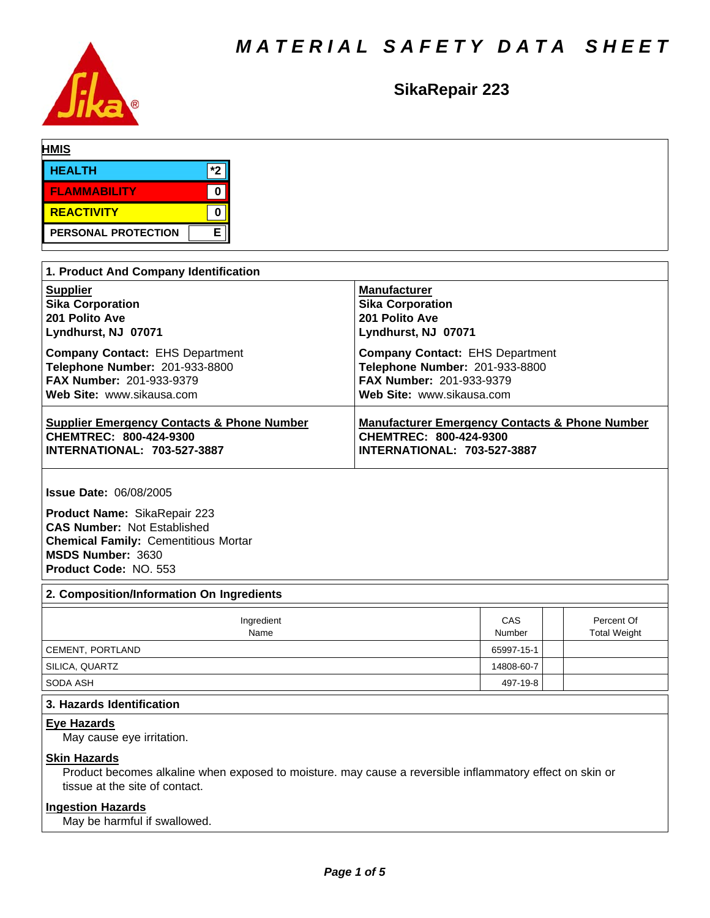# MATERIAL SAFETY DATA SHEET

## SikaRepair 223

**HMIS**

| | |
|---|---|
| HEALTH | *2 |
| FLAMMABILITY | 0 |
| REACTIVITY | 0 |
| PERSONAL PROTECTION | E |

## 1. Product And Company Identification

**Supplier**
**Sika Corporation**
**201 Polito Ave**
**Lyndhurst, NJ 07071**

**Company Contact:** EHS Department
**Telephone Number:** 201-933-8800
**FAX Number:** 201-933-9379
**Web Site:** www.sikausa.com

**Manufacturer**
**Sika Corporation**
**201 Polito Ave**
**Lyndhurst, NJ 07071**

**Company Contact:** EHS Department
**Telephone Number:** 201-933-8800
**FAX Number:** 201-933-9379
**Web Site:** www.sikausa.com

**Supplier Emergency Contacts & Phone Number**
**CHEMTREC: 800-424-9300**
**INTERNATIONAL: 703-527-3887**

**Manufacturer Emergency Contacts & Phone Number**
**CHEMTREC: 800-424-9300**
**INTERNATIONAL: 703-527-3887**

**Issue Date:** 06/08/2005

**Product Name:** SikaRepair 223
**CAS Number:** Not Established
**Chemical Family:** Cementitious Mortar
**MSDS Number:** 3630
**Product Code:** NO. 553

## 2. Composition/Information On Ingredients

| Ingredient Name | CAS Number | | Percent Of Total Weight |
|---|---|---|---|
| CEMENT, PORTLAND | 65997-15-1 | | |
| SILICA, QUARTZ | 14808-60-7 | | |
| SODA ASH | 497-19-8 | | |

## 3. Hazards Identification

**Eye Hazards**

May cause eye irritation.

**Skin Hazards**

Product becomes alkaline when exposed to moisture. may cause a reversible inflammatory effect on skin or tissue at the site of contact.

**Ingestion Hazards**

May be harmful if swallowed.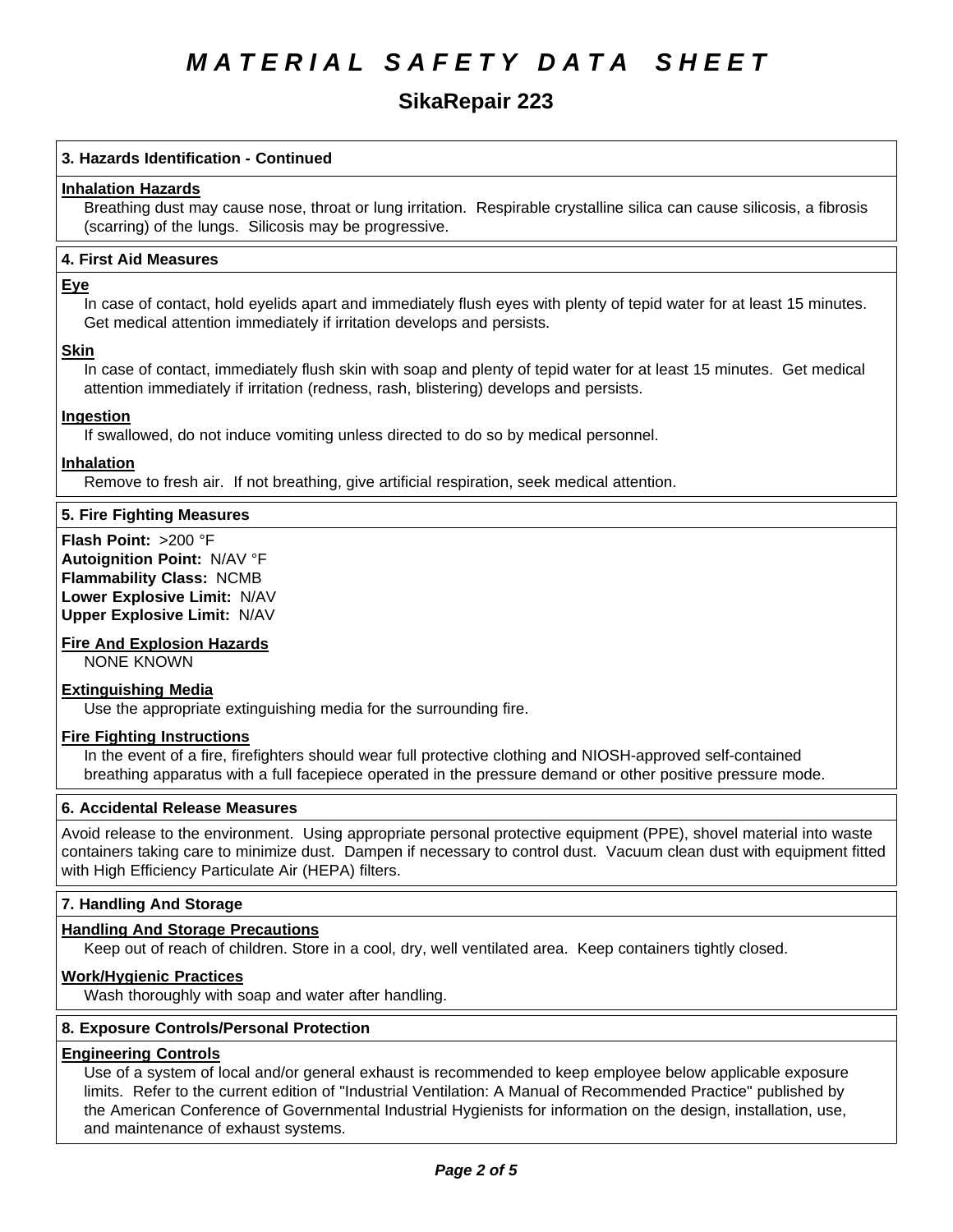# MATERIAL SAFETY DATA SHEET

## SikaRepair 223

### 3. Hazards Identification - Continued

**Inhalation Hazards**

Breathing dust may cause nose, throat or lung irritation. Respirable crystalline silica can cause silicosis, a fibrosis (scarring) of the lungs. Silicosis may be progressive.

### 4. First Aid Measures

**Eye**

In case of contact, hold eyelids apart and immediately flush eyes with plenty of tepid water for at least 15 minutes. Get medical attention immediately if irritation develops and persists.

**Skin**

In case of contact, immediately flush skin with soap and plenty of tepid water for at least 15 minutes. Get medical attention immediately if irritation (redness, rash, blistering) develops and persists.

**Ingestion**

If swallowed, do not induce vomiting unless directed to do so by medical personnel.

**Inhalation**

Remove to fresh air. If not breathing, give artificial respiration, seek medical attention.

### 5. Fire Fighting Measures

**Flash Point:** >200 °F
**Autoignition Point:** N/AV °F
**Flammability Class:** NCMB
**Lower Explosive Limit:** N/AV
**Upper Explosive Limit:** N/AV

**Fire And Explosion Hazards**

NONE KNOWN

**Extinguishing Media**

Use the appropriate extinguishing media for the surrounding fire.

**Fire Fighting Instructions**

In the event of a fire, firefighters should wear full protective clothing and NIOSH-approved self-contained breathing apparatus with a full facepiece operated in the pressure demand or other positive pressure mode.

### 6. Accidental Release Measures

Avoid release to the environment. Using appropriate personal protective equipment (PPE), shovel material into waste containers taking care to minimize dust. Dampen if necessary to control dust. Vacuum clean dust with equipment fitted with High Efficiency Particulate Air (HEPA) filters.

### 7. Handling And Storage

**Handling And Storage Precautions**

Keep out of reach of children. Store in a cool, dry, well ventilated area. Keep containers tightly closed.

**Work/Hygienic Practices**

Wash thoroughly with soap and water after handling.

### 8. Exposure Controls/Personal Protection

**Engineering Controls**

Use of a system of local and/or general exhaust is recommended to keep employee below applicable exposure limits. Refer to the current edition of "Industrial Ventilation: A Manual of Recommended Practice" published by the American Conference of Governmental Industrial Hygienists for information on the design, installation, use, and maintenance of exhaust systems.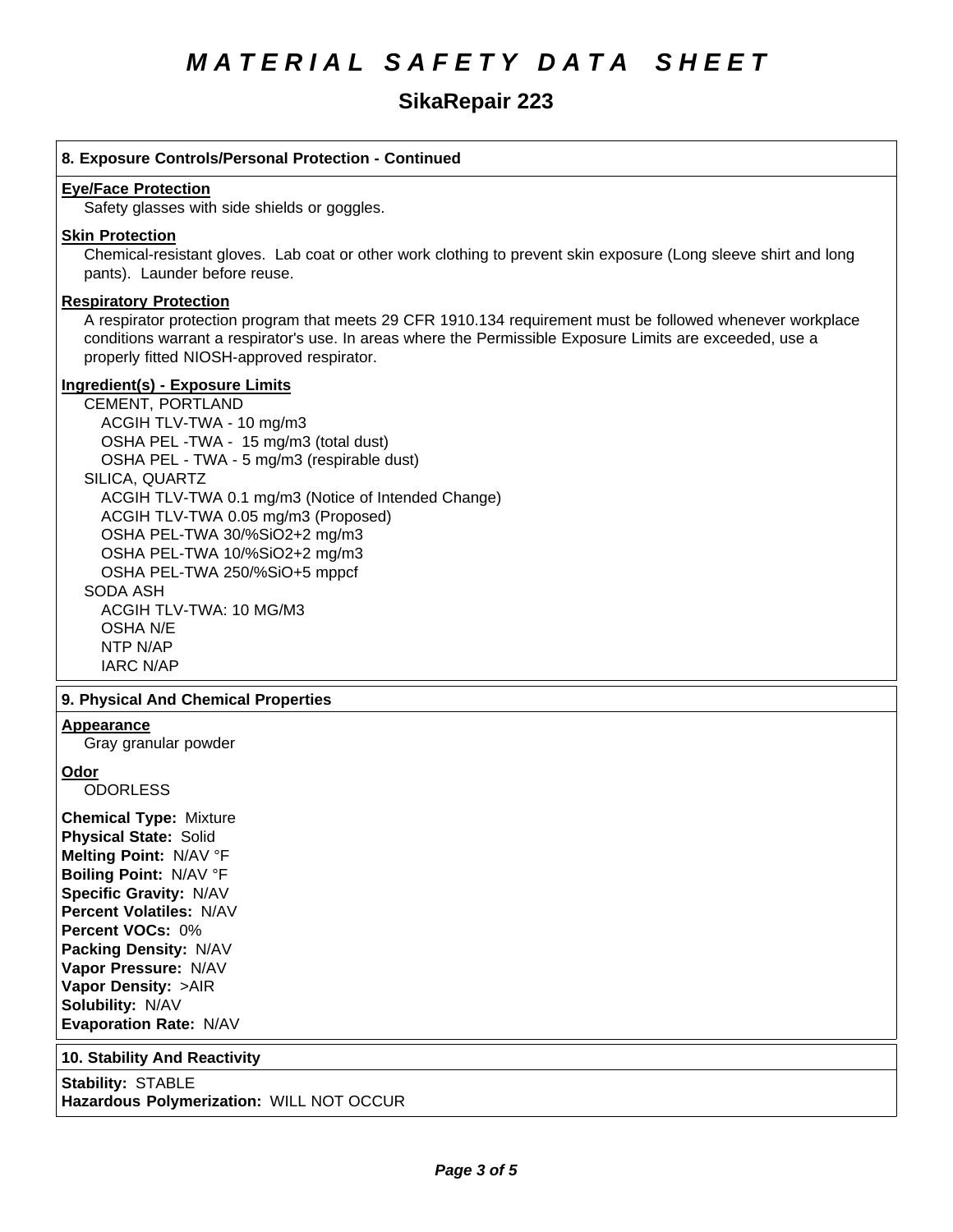# MATERIAL SAFETY DATA SHEET

## SikaRepair 223

### 8. Exposure Controls/Personal Protection - Continued

**Eye/Face Protection**

Safety glasses with side shields or goggles.

**Skin Protection**

Chemical-resistant gloves. Lab coat or other work clothing to prevent skin exposure (Long sleeve shirt and long pants). Launder before reuse.

**Respiratory Protection**

A respirator protection program that meets 29 CFR 1910.134 requirement must be followed whenever workplace conditions warrant a respirator's use. In areas where the Permissible Exposure Limits are exceeded, use a properly fitted NIOSH-approved respirator.

**Ingredient(s) - Exposure Limits**

CEMENT, PORTLAND
- ACGIH TLV-TWA - 10 mg/m3
- OSHA PEL -TWA - 15 mg/m3 (total dust)
- OSHA PEL - TWA - 5 mg/m3 (respirable dust)

SILICA, QUARTZ
- ACGIH TLV-TWA 0.1 mg/m3 (Notice of Intended Change)
- ACGIH TLV-TWA 0.05 mg/m3 (Proposed)
- OSHA PEL-TWA 30/%SiO2+2 mg/m3
- OSHA PEL-TWA 10/%SiO2+2 mg/m3
- OSHA PEL-TWA 250/%SiO+5 mppcf

SODA ASH
- ACGIH TLV-TWA: 10 MG/M3
- OSHA N/E
- NTP N/AP
- IARC N/AP

### 9. Physical And Chemical Properties

**Appearance**

Gray granular powder

**Odor**

ODORLESS

**Chemical Type:** Mixture
**Physical State:** Solid
**Melting Point:** N/AV °F
**Boiling Point:** N/AV °F
**Specific Gravity:** N/AV
**Percent Volatiles:** N/AV
**Percent VOCs:** 0%
**Packing Density:** N/AV
**Vapor Pressure:** N/AV
**Vapor Density:** >AIR
**Solubility:** N/AV
**Evaporation Rate:** N/AV

### 10. Stability And Reactivity

**Stability:** STABLE
**Hazardous Polymerization:** WILL NOT OCCUR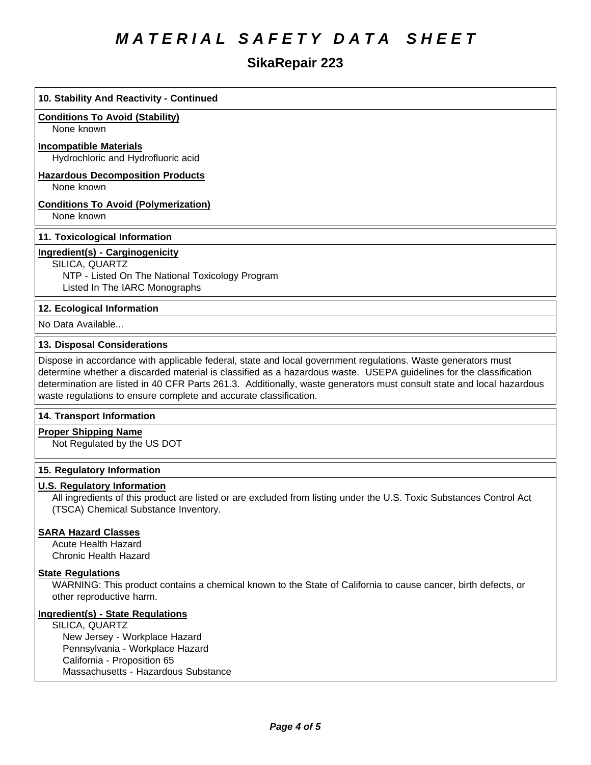# MATERIAL SAFETY DATA SHEET

## SikaRepair 223

### 10. Stability And Reactivity - Continued

**Conditions To Avoid (Stability)**

None known

**Incompatible Materials**

Hydrochloric and Hydrofluoric acid

**Hazardous Decomposition Products**

None known

**Conditions To Avoid (Polymerization)**

None known

### 11. Toxicological Information

**Ingredient(s) - Carginogenicity**

SILICA, QUARTZ
- NTP - Listed On The National Toxicology Program
- Listed In The IARC Monographs

### 12. Ecological Information

No Data Available...

### 13. Disposal Considerations

Dispose in accordance with applicable federal, state and local government regulations. Waste generators must determine whether a discarded material is classified as a hazardous waste. USEPA guidelines for the classification determination are listed in 40 CFR Parts 261.3. Additionally, waste generators must consult state and local hazardous waste regulations to ensure complete and accurate classification.

### 14. Transport Information

**Proper Shipping Name**

Not Regulated by the US DOT

### 15. Regulatory Information

**U.S. Regulatory Information**

All ingredients of this product are listed or are excluded from listing under the U.S. Toxic Substances Control Act (TSCA) Chemical Substance Inventory.

**SARA Hazard Classes**

Acute Health Hazard
Chronic Health Hazard

**State Regulations**

WARNING: This product contains a chemical known to the State of California to cause cancer, birth defects, or other reproductive harm.

**Ingredient(s) - State Regulations**

SILICA, QUARTZ
- New Jersey - Workplace Hazard
- Pennsylvania - Workplace Hazard
- California - Proposition 65
- Massachusetts - Hazardous Substance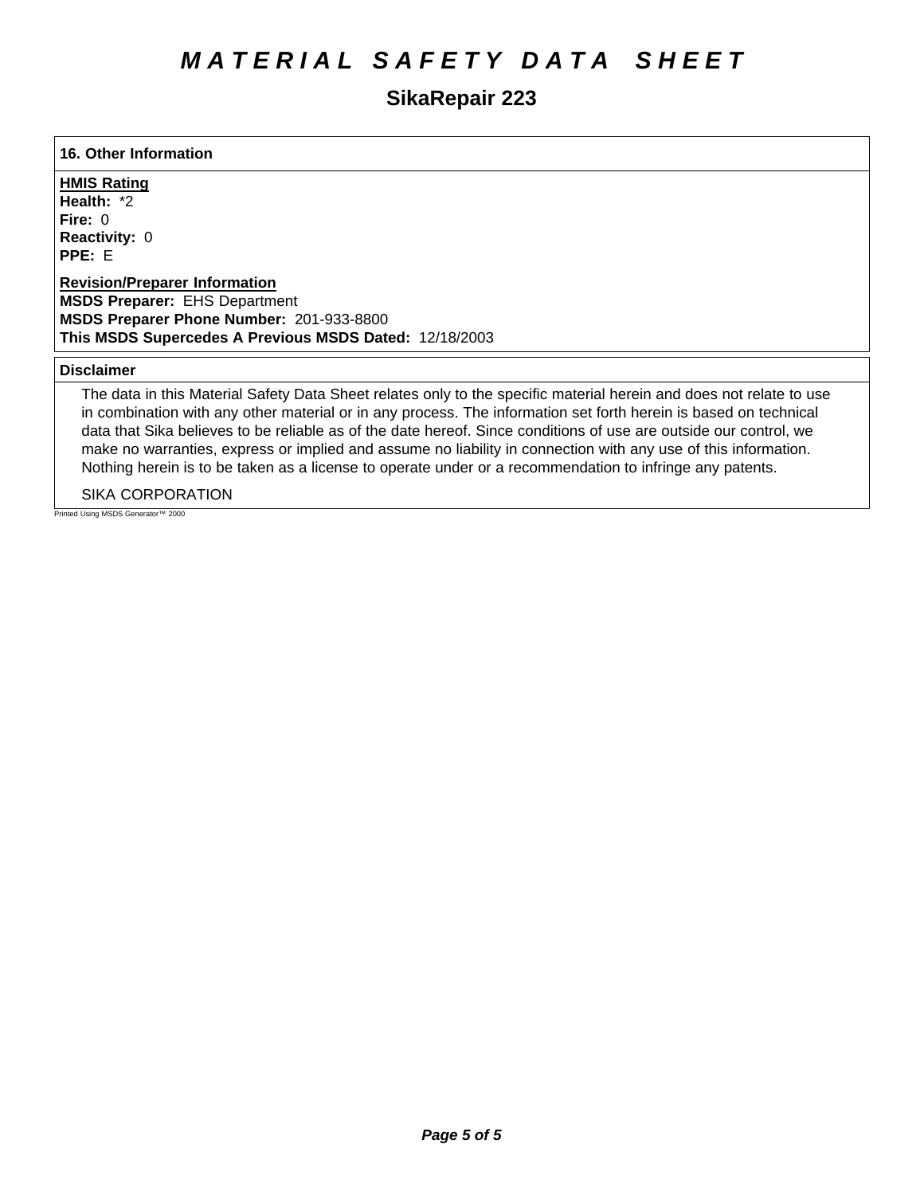# MATERIAL SAFETY DATA SHEET

## SikaRepair 223

### 16. Other Information

**HMIS Rating**
**Health:** *2
**Fire:** 0
**Reactivity:** 0
**PPE:** E

**Revision/Preparer Information**
**MSDS Preparer:** EHS Department
**MSDS Preparer Phone Number:** 201-933-8800
**This MSDS Supercedes A Previous MSDS Dated:** 12/18/2003

### Disclaimer

The data in this Material Safety Data Sheet relates only to the specific material herein and does not relate to use in combination with any other material or in any process. The information set forth herein is based on technical data that Sika believes to be reliable as of the date hereof. Since conditions of use are outside our control, we make no warranties, express or implied and assume no liability in connection with any use of this information. Nothing herein is to be taken as a license to operate under or a recommendation to infringe any patents.

SIKA CORPORATION

Printed Using MSDS Generator™ 2000